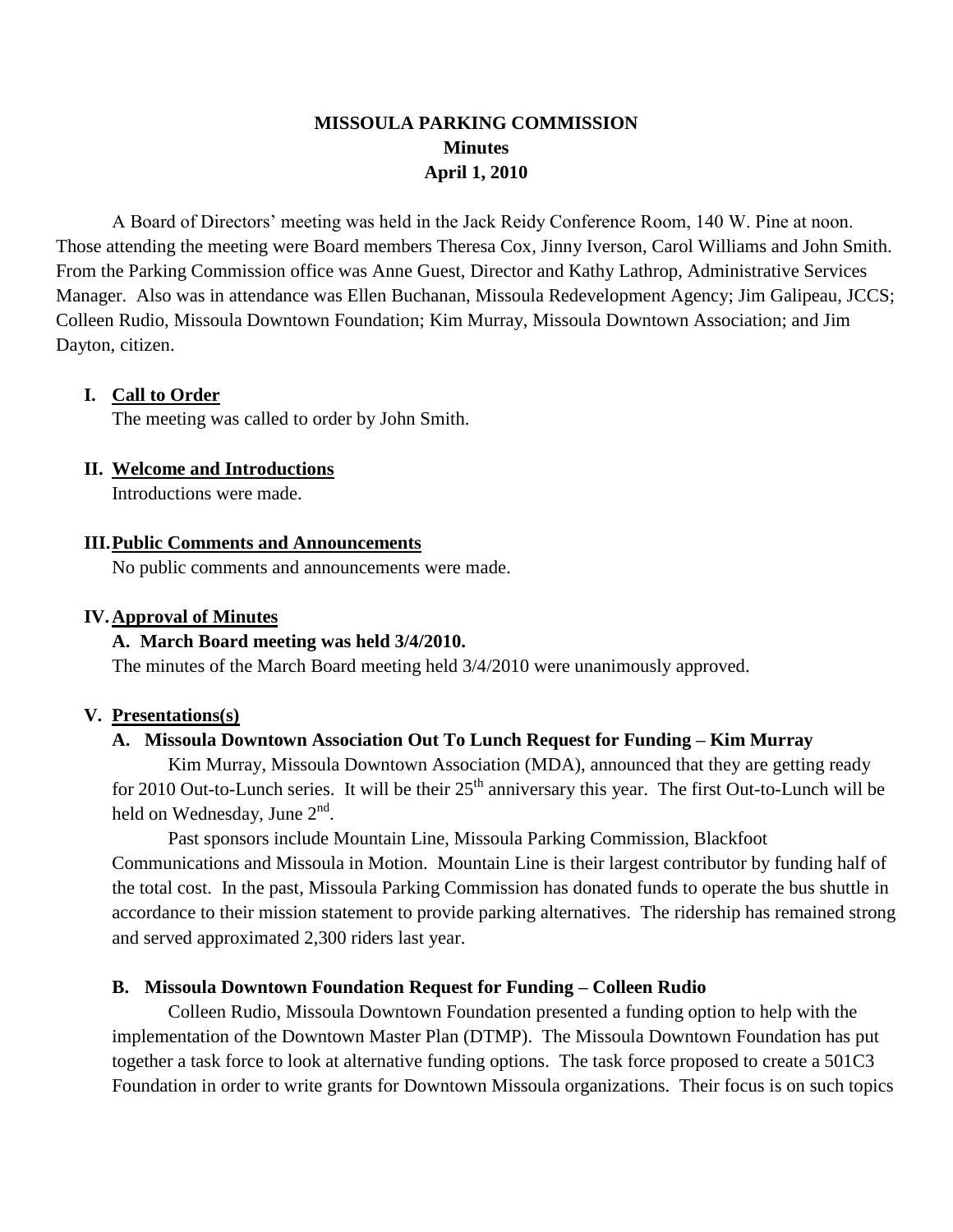# MISSOULA PARKING COMMISSION
## Minutes
## April 1, 2010

A Board of Directors' meeting was held in the Jack Reidy Conference Room, 140 W. Pine at noon. Those attending the meeting were Board members Theresa Cox, Jinny Iverson, Carol Williams and John Smith. From the Parking Commission office was Anne Guest, Director and Kathy Lathrop, Administrative Services Manager. Also was in attendance was Ellen Buchanan, Missoula Redevelopment Agency; Jim Galipeau, JCCS; Colleen Rudio, Missoula Downtown Foundation; Kim Murray, Missoula Downtown Association; and Jim Dayton, citizen.

### I. Call to Order

The meeting was called to order by John Smith.

### II. Welcome and Introductions

Introductions were made.

### III. Public Comments and Announcements

No public comments and announcements were made.

### IV. Approval of Minutes

**A. March Board meeting was held 3/4/2010.**

The minutes of the March Board meeting held 3/4/2010 were unanimously approved.

### V. Presentations(s)

**A. Missoula Downtown Association Out To Lunch Request for Funding – Kim Murray**

Kim Murray, Missoula Downtown Association (MDA), announced that they are getting ready for 2010 Out-to-Lunch series. It will be their 25th anniversary this year. The first Out-to-Lunch will be held on Wednesday, June 2nd.

Past sponsors include Mountain Line, Missoula Parking Commission, Blackfoot Communications and Missoula in Motion. Mountain Line is their largest contributor by funding half of the total cost. In the past, Missoula Parking Commission has donated funds to operate the bus shuttle in accordance to their mission statement to provide parking alternatives. The ridership has remained strong and served approximated 2,300 riders last year.

**B. Missoula Downtown Foundation Request for Funding – Colleen Rudio**

Colleen Rudio, Missoula Downtown Foundation presented a funding option to help with the implementation of the Downtown Master Plan (DTMP). The Missoula Downtown Foundation has put together a task force to look at alternative funding options. The task force proposed to create a 501C3 Foundation in order to write grants for Downtown Missoula organizations. Their focus is on such topics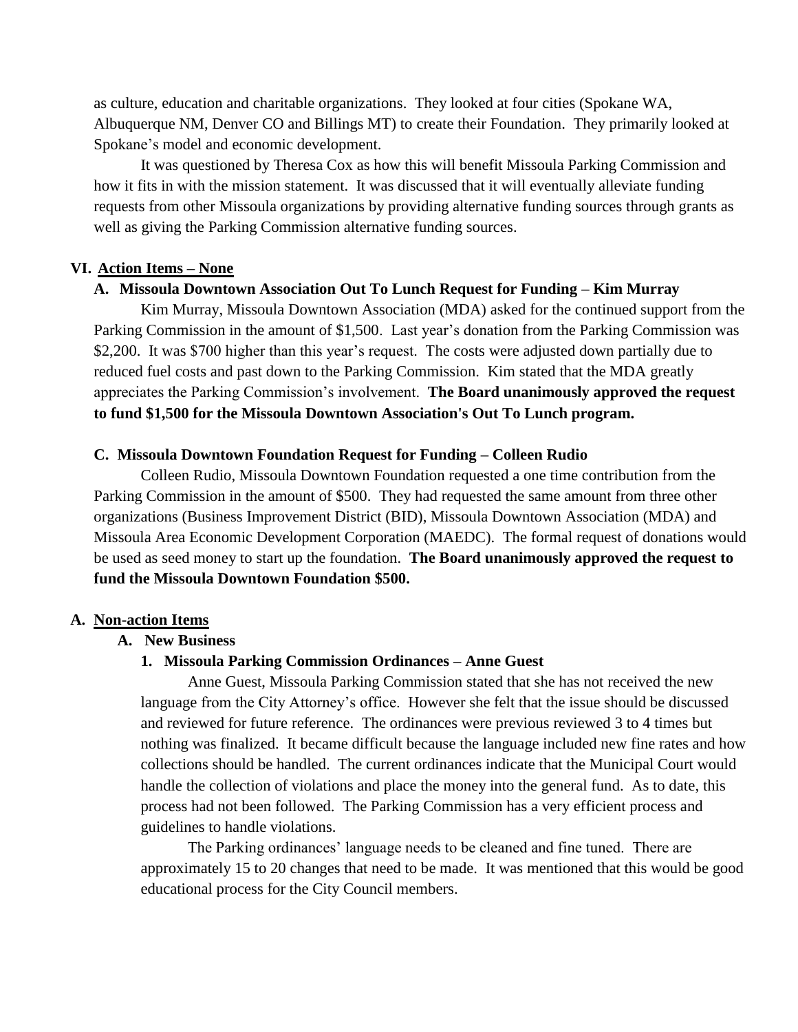as culture, education and charitable organizations. They looked at four cities (Spokane WA, Albuquerque NM, Denver CO and Billings MT) to create their Foundation. They primarily looked at Spokane's model and economic development.

It was questioned by Theresa Cox as how this will benefit Missoula Parking Commission and how it fits in with the mission statement. It was discussed that it will eventually alleviate funding requests from other Missoula organizations by providing alternative funding sources through grants as well as giving the Parking Commission alternative funding sources.

## VI. Action Items – None

### A. Missoula Downtown Association Out To Lunch Request for Funding – Kim Murray

Kim Murray, Missoula Downtown Association (MDA) asked for the continued support from the Parking Commission in the amount of $1,500. Last year's donation from the Parking Commission was $2,200. It was $700 higher than this year's request. The costs were adjusted down partially due to reduced fuel costs and past down to the Parking Commission. Kim stated that the MDA greatly appreciates the Parking Commission's involvement. **The Board unanimously approved the request to fund $1,500 for the Missoula Downtown Association's Out To Lunch program.**

### C. Missoula Downtown Foundation Request for Funding – Colleen Rudio

Colleen Rudio, Missoula Downtown Foundation requested a one time contribution from the Parking Commission in the amount of $500. They had requested the same amount from three other organizations (Business Improvement District (BID), Missoula Downtown Association (MDA) and Missoula Area Economic Development Corporation (MAEDC). The formal request of donations would be used as seed money to start up the foundation. **The Board unanimously approved the request to fund the Missoula Downtown Foundation $500.**

## A. Non-action Items

### A. New Business

#### 1. Missoula Parking Commission Ordinances – Anne Guest

Anne Guest, Missoula Parking Commission stated that she has not received the new language from the City Attorney's office. However she felt that the issue should be discussed and reviewed for future reference. The ordinances were previous reviewed 3 to 4 times but nothing was finalized. It became difficult because the language included new fine rates and how collections should be handled. The current ordinances indicate that the Municipal Court would handle the collection of violations and place the money into the general fund. As to date, this process had not been followed. The Parking Commission has a very efficient process and guidelines to handle violations.

The Parking ordinances' language needs to be cleaned and fine tuned. There are approximately 15 to 20 changes that need to be made. It was mentioned that this would be good educational process for the City Council members.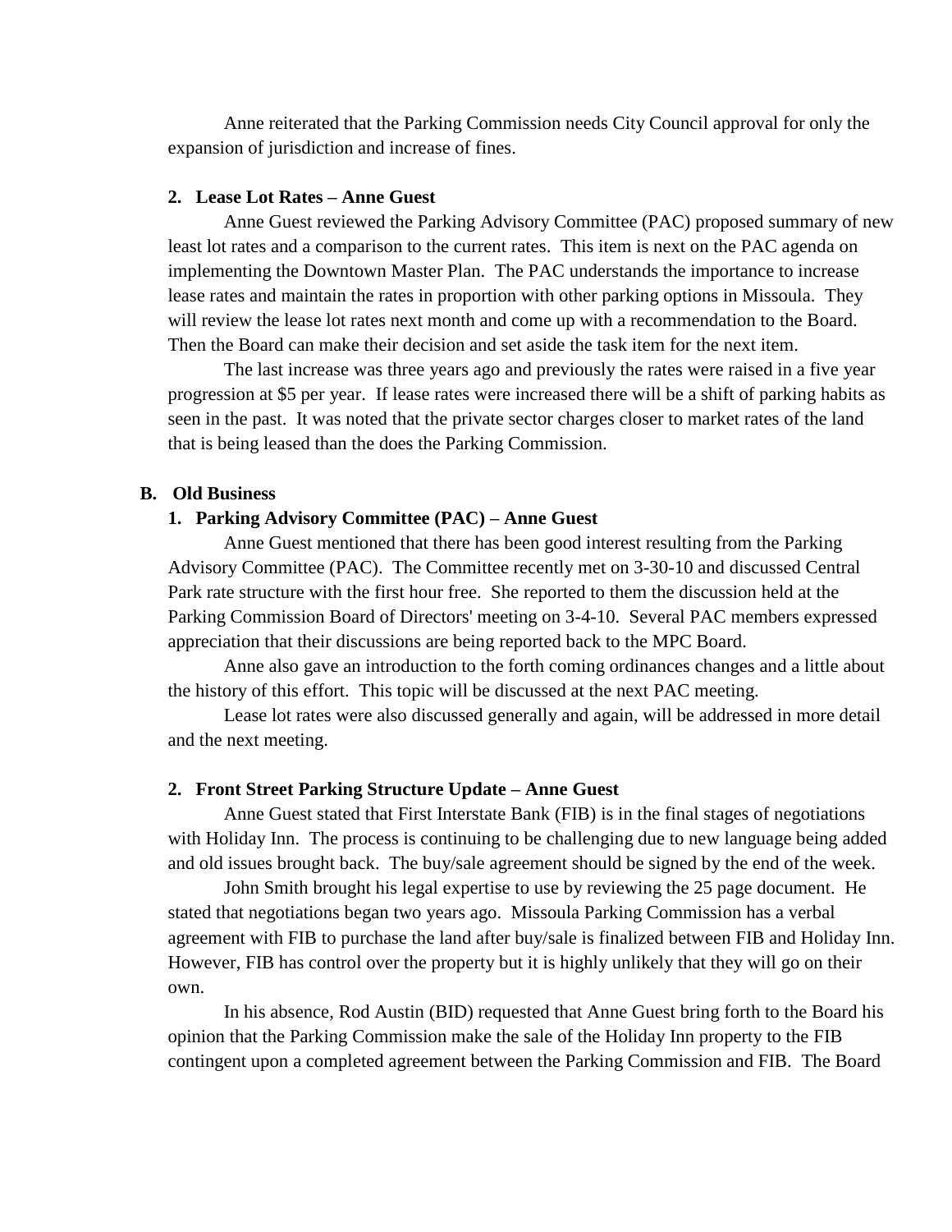Anne reiterated that the Parking Commission needs City Council approval for only the expansion of jurisdiction and increase of fines.

**2. Lease Lot Rates – Anne Guest**

Anne Guest reviewed the Parking Advisory Committee (PAC) proposed summary of new least lot rates and a comparison to the current rates. This item is next on the PAC agenda on implementing the Downtown Master Plan. The PAC understands the importance to increase lease rates and maintain the rates in proportion with other parking options in Missoula. They will review the lease lot rates next month and come up with a recommendation to the Board. Then the Board can make their decision and set aside the task item for the next item.

The last increase was three years ago and previously the rates were raised in a five year progression at $5 per year. If lease rates were increased there will be a shift of parking habits as seen in the past. It was noted that the private sector charges closer to market rates of the land that is being leased than the does the Parking Commission.

**B. Old Business**

**1. Parking Advisory Committee (PAC) – Anne Guest**

Anne Guest mentioned that there has been good interest resulting from the Parking Advisory Committee (PAC). The Committee recently met on 3-30-10 and discussed Central Park rate structure with the first hour free. She reported to them the discussion held at the Parking Commission Board of Directors' meeting on 3-4-10. Several PAC members expressed appreciation that their discussions are being reported back to the MPC Board.

Anne also gave an introduction to the forth coming ordinances changes and a little about the history of this effort. This topic will be discussed at the next PAC meeting.

Lease lot rates were also discussed generally and again, will be addressed in more detail and the next meeting.

**2. Front Street Parking Structure Update – Anne Guest**

Anne Guest stated that First Interstate Bank (FIB) is in the final stages of negotiations with Holiday Inn. The process is continuing to be challenging due to new language being added and old issues brought back. The buy/sale agreement should be signed by the end of the week.

John Smith brought his legal expertise to use by reviewing the 25 page document. He stated that negotiations began two years ago. Missoula Parking Commission has a verbal agreement with FIB to purchase the land after buy/sale is finalized between FIB and Holiday Inn. However, FIB has control over the property but it is highly unlikely that they will go on their own.

In his absence, Rod Austin (BID) requested that Anne Guest bring forth to the Board his opinion that the Parking Commission make the sale of the Holiday Inn property to the FIB contingent upon a completed agreement between the Parking Commission and FIB. The Board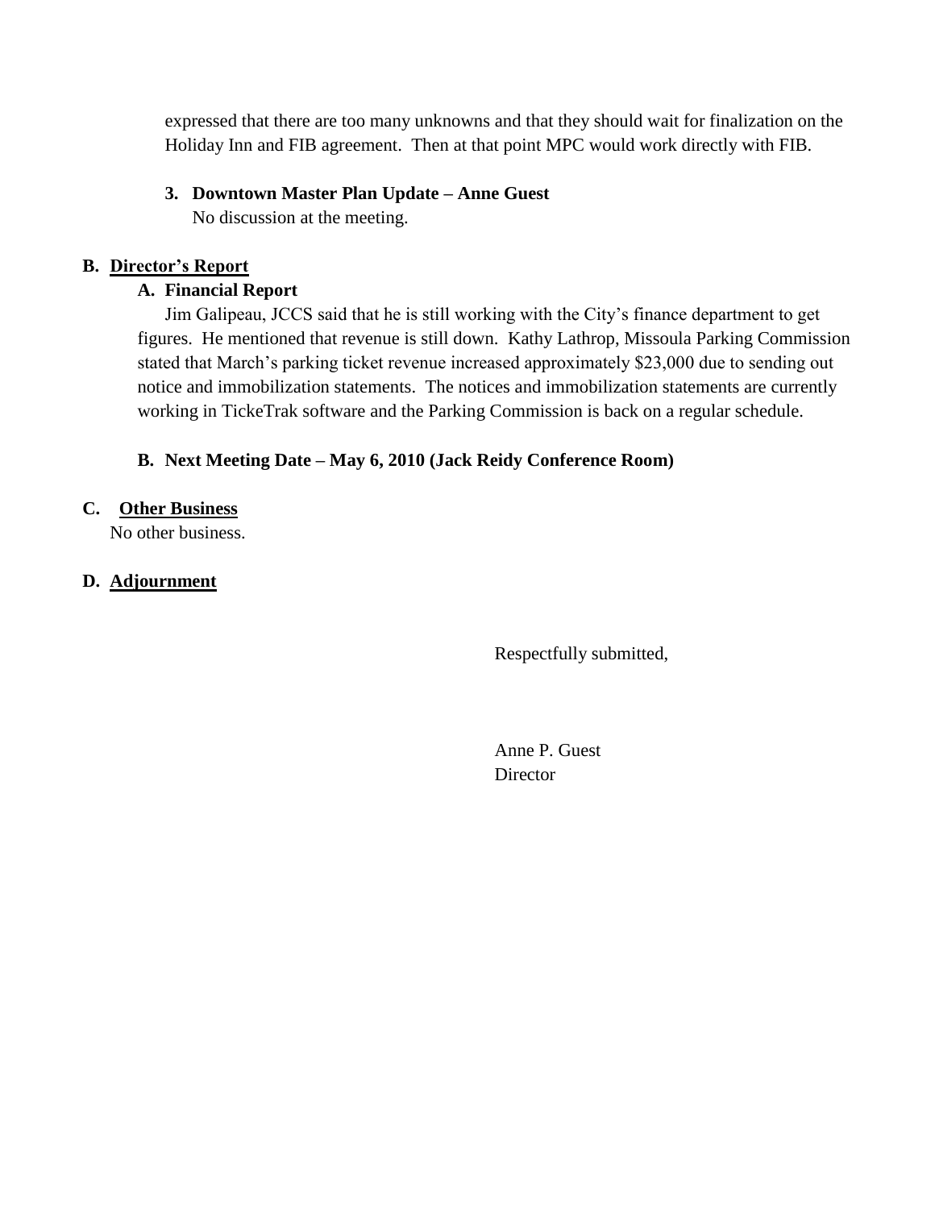expressed that there are too many unknowns and that they should wait for finalization on the Holiday Inn and FIB agreement. Then at that point MPC would work directly with FIB.

**3. Downtown Master Plan Update – Anne Guest**
No discussion at the meeting.

## B. <u>Director's Report</u>

### A. Financial Report

Jim Galipeau, JCCS said that he is still working with the City's finance department to get figures. He mentioned that revenue is still down. Kathy Lathrop, Missoula Parking Commission stated that March's parking ticket revenue increased approximately $23,000 due to sending out notice and immobilization statements. The notices and immobilization statements are currently working in TickeTrak software and the Parking Commission is back on a regular schedule.

### B. Next Meeting Date – May 6, 2010 (Jack Reidy Conference Room)

## C. <u>Other Business</u>

No other business.

## D. <u>Adjournment</u>

Respectfully submitted,

Anne P. Guest
Director